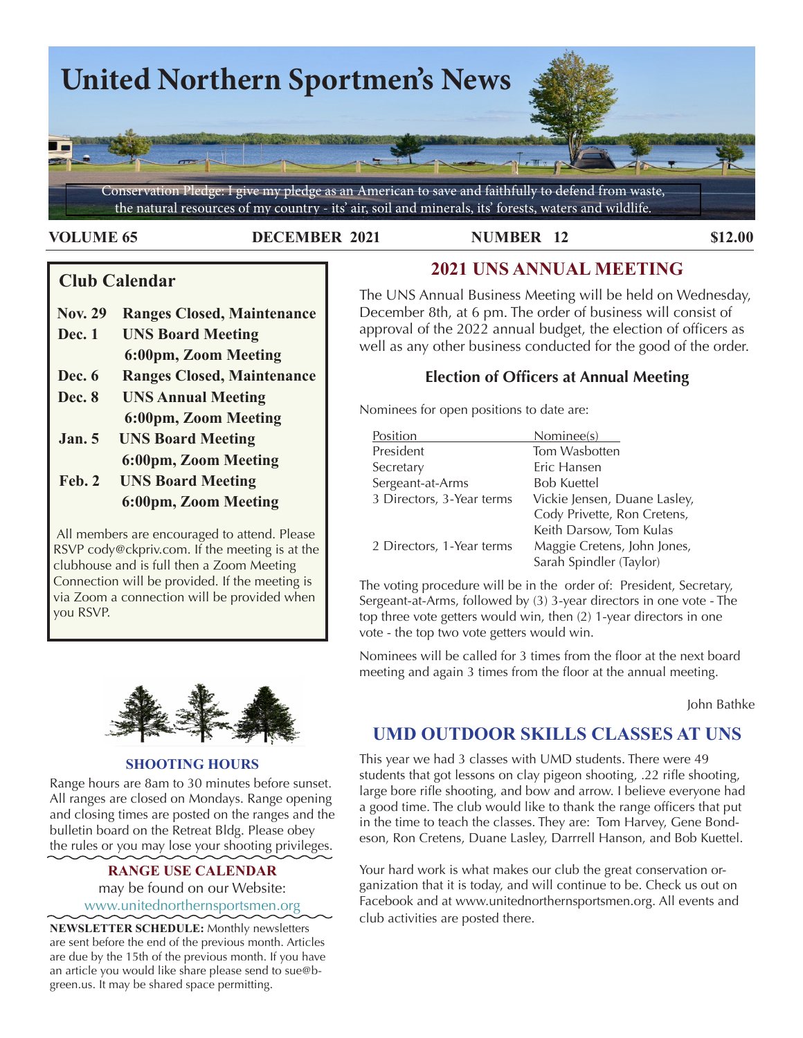# United Northern Sportmen's News

Conservation Pledge: I give my pledge as an American to save and faithfully to defend from waste, the natural resources of my country - its' air, soil and minerals, its' forests, waters and wildlife.

**VOLUME 65** **DECEMBER 2021** **NUMBER 12** **$12.00**

## Club Calendar

| | |
|---|---|
| **Nov. 29** | **Ranges Closed, Maintenance** |
| **Dec. 1** | **UNS Board Meeting 6:00pm, Zoom Meeting** |
| **Dec. 6** | **Ranges Closed, Maintenance** |
| **Dec. 8** | **UNS Annual Meeting 6:00pm, Zoom Meeting** |
| **Jan. 5** | **UNS Board Meeting 6:00pm, Zoom Meeting** |
| **Feb. 2** | **UNS Board Meeting 6:00pm, Zoom Meeting** |

All members are encouraged to attend. Please RSVP cody@ckpriv.com. If the meeting is at the clubhouse and is full then a Zoom Meeting Connection will be provided. If the meeting is via Zoom a connection will be provided when you RSVP.

### SHOOTING HOURS

Range hours are 8am to 30 minutes before sunset. All ranges are closed on Mondays. Range opening and closing times are posted on the ranges and the bulletin board on the Retreat Bldg. Please obey the rules or you may lose your shooting privileges.

### RANGE USE CALENDAR

may be found on our Website:
www.unitednorthernsportsmen.org

**NEWSLETTER SCHEDULE:** Monthly newsletters are sent before the end of the previous month. Articles are due by the 15th of the previous month. If you have an article you would like share please send to sue@b-green.us. It may be shared space permitting.

## 2021 UNS ANNUAL MEETING

The UNS Annual Business Meeting will be held on Wednesday, December 8th, at 6 pm. The order of business will consist of approval of the 2022 annual budget, the election of officers as well as any other business conducted for the good of the order.

### Election of Officers at Annual Meeting

Nominees for open positions to date are:

| Position | Nominee(s) |
|---|---|
| President | Tom Wasbotten |
| Secretary | Eric Hansen |
| Sergeant-at-Arms | Bob Kuettel |
| 3 Directors, 3-Year terms | Vickie Jensen, Duane Lasley, Cody Privette, Ron Cretens, Keith Darsow, Tom Kulas |
| 2 Directors, 1-Year terms | Maggie Cretens, John Jones, Sarah Spindler (Taylor) |

The voting procedure will be in the order of: President, Secretary, Sergeant-at-Arms, followed by (3) 3-year directors in one vote - The top three vote getters would win, then (2) 1-year directors in one vote - the top two vote getters would win.

Nominees will be called for 3 times from the floor at the next board meeting and again 3 times from the floor at the annual meeting.

John Bathke

## UMD OUTDOOR SKILLS CLASSES AT UNS

This year we had 3 classes with UMD students. There were 49 students that got lessons on clay pigeon shooting, .22 rifle shooting, large bore rifle shooting, and bow and arrow. I believe everyone had a good time. The club would like to thank the range officers that put in the time to teach the classes. They are: Tom Harvey, Gene Bondeson, Ron Cretens, Duane Lasley, Darrrell Hanson, and Bob Kuettel.

Your hard work is what makes our club the great conservation organization that it is today, and will continue to be. Check us out on Facebook and at www.unitednorthernsportsmen.org. All events and club activities are posted there.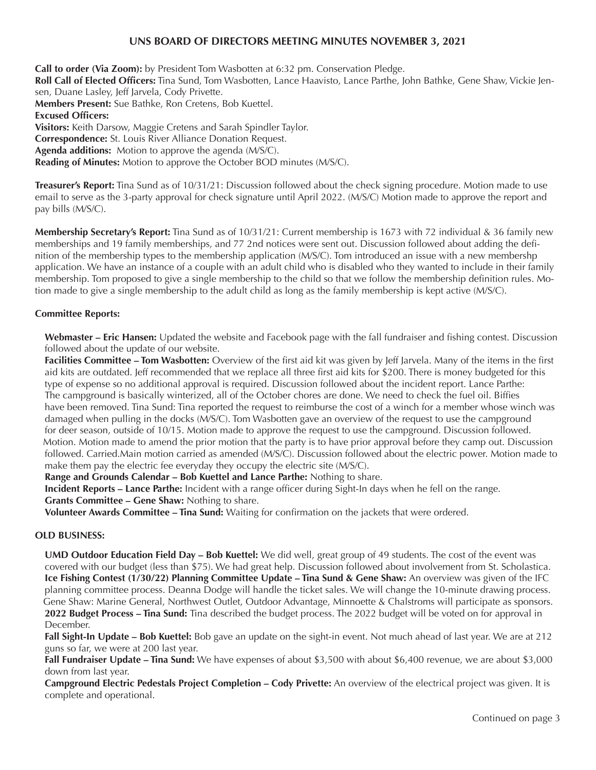## UNS BOARD OF DIRECTORS MEETING MINUTES NOVEMBER 3, 2021

**Call to order (Via Zoom):** by President Tom Wasbotten at 6:32 pm. Conservation Pledge.
**Roll Call of Elected Officers:** Tina Sund, Tom Wasbotten, Lance Haavisto, Lance Parthe, John Bathke, Gene Shaw, Vickie Jensen, Duane Lasley, Jeff Jarvela, Cody Privette.
**Members Present:** Sue Bathke, Ron Cretens, Bob Kuettel.
**Excused Officers:**
**Visitors:** Keith Darsow, Maggie Cretens and Sarah Spindler Taylor.
**Correspondence:** St. Louis River Alliance Donation Request.
**Agenda additions:** Motion to approve the agenda (M/S/C).
**Reading of Minutes:** Motion to approve the October BOD minutes (M/S/C).

**Treasurer's Report:** Tina Sund as of 10/31/21: Discussion followed about the check signing procedure. Motion made to use email to serve as the 3-party approval for check signature until April 2022. (M/S/C) Motion made to approve the report and pay bills (M/S/C).

**Membership Secretary's Report:** Tina Sund as of 10/31/21: Current membership is 1673 with 72 individual & 36 family new memberships and 19 family memberships, and 77 2nd notices were sent out. Discussion followed about adding the definition of the membership types to the membership application (M/S/C). Tom introduced an issue with a new membershp application. We have an instance of a couple with an adult child who is disabled who they wanted to include in their family membership. Tom proposed to give a single membership to the child so that we follow the membership definition rules. Motion made to give a single membership to the adult child as long as the family membership is kept active (M/S/C).

**Committee Reports:**

**Webmaster – Eric Hansen:** Updated the website and Facebook page with the fall fundraiser and fishing contest. Discussion followed about the update of our website.

**Facilities Committee – Tom Wasbotten:** Overview of the first aid kit was given by Jeff Jarvela. Many of the items in the first aid kits are outdated. Jeff recommended that we replace all three first aid kits for $200. There is money budgeted for this type of expense so no additional approval is required. Discussion followed about the incident report. Lance Parthe: The campground is basically winterized, all of the October chores are done. We need to check the fuel oil. Biffies have been removed. Tina Sund: Tina reported the request to reimburse the cost of a winch for a member whose winch was damaged when pulling in the docks (M/S/C). Tom Wasbotten gave an overview of the request to use the campground for deer season, outside of 10/15. Motion made to approve the request to use the campground. Discussion followed. Motion. Motion made to amend the prior motion that the party is to have prior approval before they camp out. Discussion followed. Carried.Main motion carried as amended (M/S/C). Discussion followed about the electric power. Motion made to make them pay the electric fee everyday they occupy the electric site (M/S/C).

**Range and Grounds Calendar – Bob Kuettel and Lance Parthe:** Nothing to share.

**Incident Reports – Lance Parthe:** Incident with a range officer during Sight-In days when he fell on the range.

**Grants Committee – Gene Shaw:** Nothing to share.

**Volunteer Awards Committee – Tina Sund:** Waiting for confirmation on the jackets that were ordered.

**OLD BUSINESS:**

**UMD Outdoor Education Field Day – Bob Kuettel:** We did well, great group of 49 students. The cost of the event was covered with our budget (less than $75). We had great help. Discussion followed about involvement from St. Scholastica.

**Ice Fishing Contest (1/30/22) Planning Committee Update – Tina Sund & Gene Shaw:** An overview was given of the IFC planning committee process. Deanna Dodge will handle the ticket sales. We will change the 10-minute drawing process. Gene Shaw: Marine General, Northwest Outlet, Outdoor Advantage, Minnoette & Chalstroms will participate as sponsors.

**2022 Budget Process – Tina Sund:** Tina described the budget process. The 2022 budget will be voted on for approval in December.

**Fall Sight-In Update – Bob Kuettel:** Bob gave an update on the sight-in event. Not much ahead of last year. We are at 212 guns so far, we were at 200 last year.

**Fall Fundraiser Update – Tina Sund:** We have expenses of about $3,500 with about $6,400 revenue, we are about $3,000 down from last year.

**Campground Electric Pedestals Project Completion – Cody Privette:** An overview of the electrical project was given. It is complete and operational.

Continued on page 3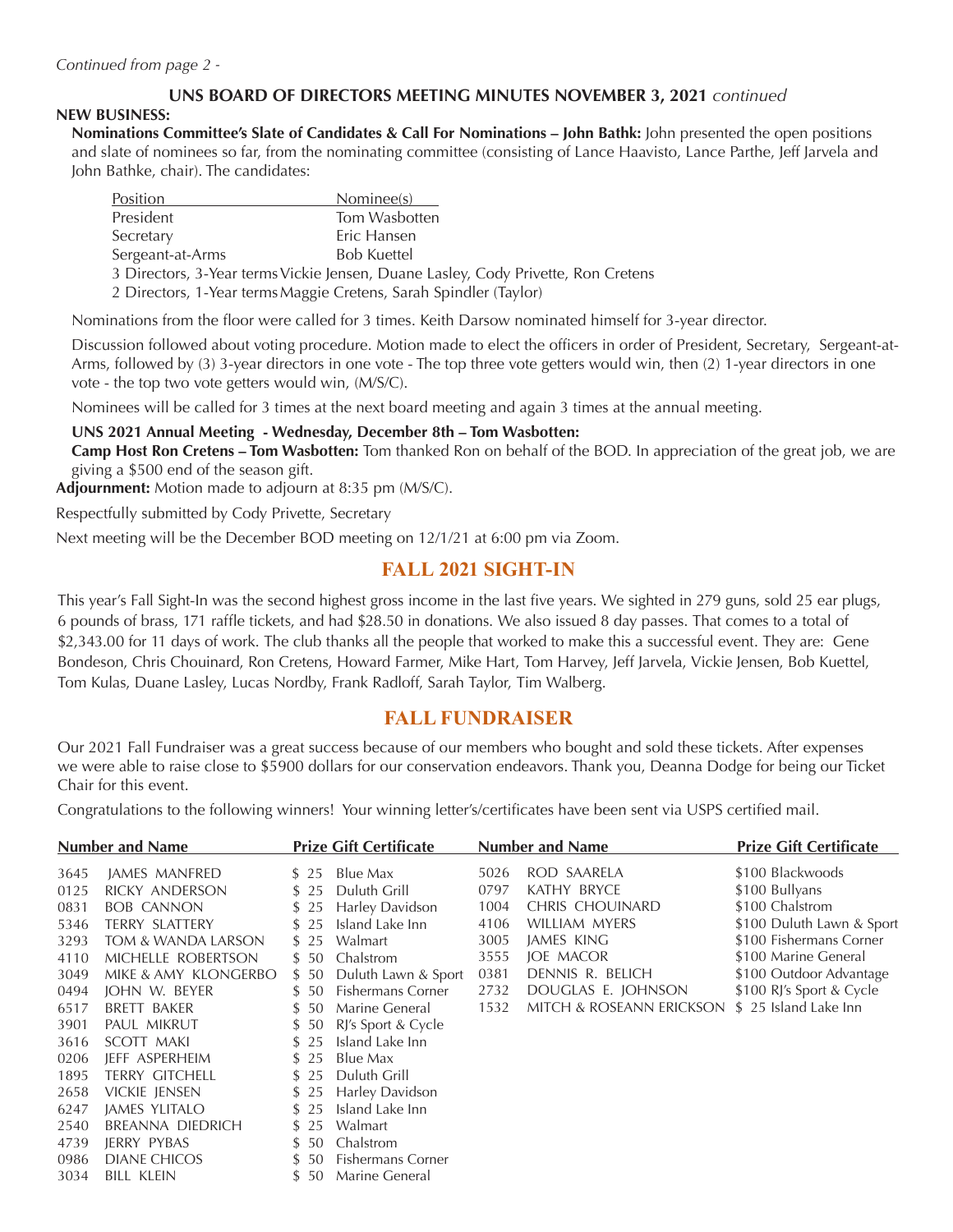*Continued from page 2 -*

**UNS BOARD OF DIRECTORS MEETING MINUTES NOVEMBER 3, 2021** *continued*

**NEW BUSINESS:**

**Nominations Committee's Slate of Candidates & Call For Nominations – John Bathk:** John presented the open positions and slate of nominees so far, from the nominating committee (consisting of Lance Haavisto, Lance Parthe, Jeff Jarvela and John Bathke, chair). The candidates:

| Position | Nominee(s) |
|---|---|
| President | Tom Wasbotten |
| Secretary | Eric Hansen |
| Sergeant-at-Arms | Bob Kuettel |
| 3 Directors, 3-Year terms | Vickie Jensen, Duane Lasley, Cody Privette, Ron Cretens |
| 2 Directors, 1-Year terms | Maggie Cretens, Sarah Spindler (Taylor) |

Nominations from the floor were called for 3 times. Keith Darsow nominated himself for 3-year director.

Discussion followed about voting procedure. Motion made to elect the officers in order of President, Secretary, Sergeant-at-Arms, followed by (3) 3-year directors in one vote - The top three vote getters would win, then (2) 1-year directors in one vote - the top two vote getters would win, (M/S/C).

Nominees will be called for 3 times at the next board meeting and again 3 times at the annual meeting.

**UNS 2021 Annual Meeting - Wednesday, December 8th – Tom Wasbotten:**

**Camp Host Ron Cretens – Tom Wasbotten:** Tom thanked Ron on behalf of the BOD. In appreciation of the great job, we are giving a $500 end of the season gift.

**Adjournment:** Motion made to adjourn at 8:35 pm (M/S/C).

Respectfully submitted by Cody Privette, Secretary

Next meeting will be the December BOD meeting on 12/1/21 at 6:00 pm via Zoom.

## FALL 2021 SIGHT-IN

This year's Fall Sight-In was the second highest gross income in the last five years. We sighted in 279 guns, sold 25 ear plugs, 6 pounds of brass, 171 raffle tickets, and had $28.50 in donations. We also issued 8 day passes. That comes to a total of $2,343.00 for 11 days of work. The club thanks all the people that worked to make this a successful event. They are: Gene Bondeson, Chris Chouinard, Ron Cretens, Howard Farmer, Mike Hart, Tom Harvey, Jeff Jarvela, Vickie Jensen, Bob Kuettel, Tom Kulas, Duane Lasley, Lucas Nordby, Frank Radloff, Sarah Taylor, Tim Walberg.

## FALL FUNDRAISER

Our 2021 Fall Fundraiser was a great success because of our members who bought and sold these tickets. After expenses we were able to raise close to $5900 dollars for our conservation endeavors. Thank you, Deanna Dodge for being our Ticket Chair for this event.

Congratulations to the following winners! Your winning letter's/certificates have been sent via USPS certified mail.

| Number and Name | | Prize Gift Certificate | |
|---|---|---|---|
| 3645 | JAMES MANFRED | $ 25 | Blue Max |
| 0125 | RICKY ANDERSON | $ 25 | Duluth Grill |
| 0831 | BOB CANNON | $ 25 | Harley Davidson |
| 5346 | TERRY SLATTERY | $ 25 | Island Lake Inn |
| 3293 | TOM & WANDA LARSON | $ 25 | Walmart |
| 4110 | MICHELLE ROBERTSON | $ 50 | Chalstrom |
| 3049 | MIKE & AMY KLONGERBO | $ 50 | Duluth Lawn & Sport |
| 0494 | JOHN W. BEYER | $ 50 | Fishermans Corner |
| 6517 | BRETT BAKER | $ 50 | Marine General |
| 3901 | PAUL MIKRUT | $ 50 | RJ's Sport & Cycle |
| 3616 | SCOTT MAKI | $ 25 | Island Lake Inn |
| 0206 | JEFF ASPERHEIM | $ 25 | Blue Max |
| 1895 | TERRY GITCHELL | $ 25 | Duluth Grill |
| 2658 | VICKIE JENSEN | $ 25 | Harley Davidson |
| 6247 | JAMES YLITALO | $ 25 | Island Lake Inn |
| 2540 | BREANNA DIEDRICH | $ 25 | Walmart |
| 4739 | JERRY PYBAS | $ 50 | Chalstrom |
| 0986 | DIANE CHICOS | $ 50 | Fishermans Corner |
| 3034 | BILL KLEIN | $ 50 | Marine General |
| 5026 | ROD SAARELA | $100 | Blackwoods |
| 0797 | KATHY BRYCE | $100 | Bullyans |
| 1004 | CHRIS CHOUINARD | $100 | Chalstrom |
| 4106 | WILLIAM MYERS | $100 | Duluth Lawn & Sport |
| 3005 | JAMES KING | $100 | Fishermans Corner |
| 3555 | JOE MACOR | $100 | Marine General |
| 0381 | DENNIS R. BELICH | $100 | Outdoor Advantage |
| 2732 | DOUGLAS E. JOHNSON | $100 | RJ's Sport & Cycle |
| 1532 | MITCH & ROSEANN ERICKSON | $ 25 | Island Lake Inn |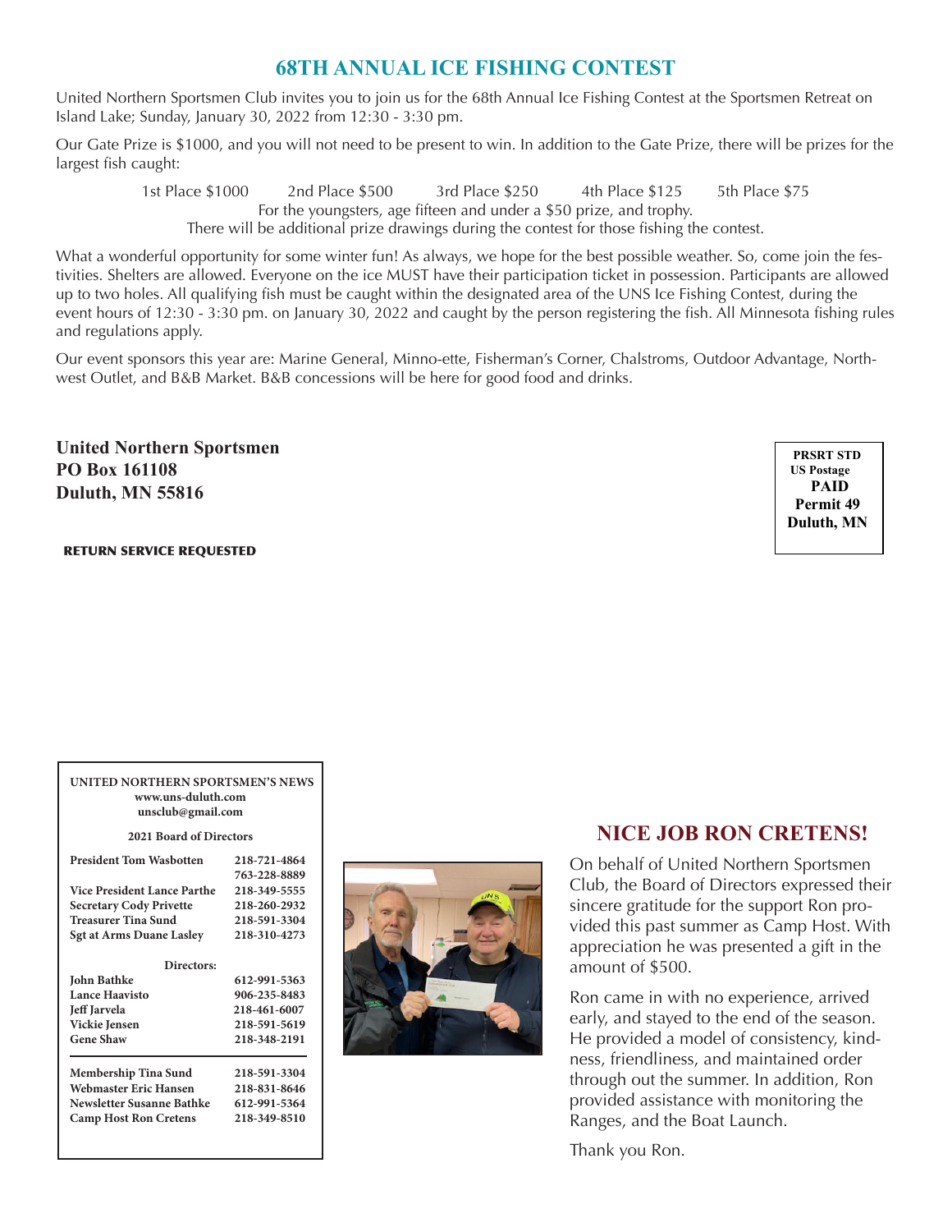## 68TH ANNUAL ICE FISHING CONTEST

United Northern Sportsmen Club invites you to join us for the 68th Annual Ice Fishing Contest at the Sportsmen Retreat on Island Lake; Sunday, January 30, 2022 from 12:30 - 3:30 pm.

Our Gate Prize is $1000, and you will not need to be present to win. In addition to the Gate Prize, there will be prizes for the largest fish caught:

1st Place $1000 2nd Place $500 3rd Place $250 4th Place $125 5th Place $75

For the youngsters, age fifteen and under a $50 prize, and trophy.

There will be additional prize drawings during the contest for those fishing the contest.

What a wonderful opportunity for some winter fun! As always, we hope for the best possible weather. So, come join the festivities. Shelters are allowed. Everyone on the ice MUST have their participation ticket in possession. Participants are allowed up to two holes. All qualifying fish must be caught within the designated area of the UNS Ice Fishing Contest, during the event hours of 12:30 - 3:30 pm. on January 30, 2022 and caught by the person registering the fish. All Minnesota fishing rules and regulations apply.

Our event sponsors this year are: Marine General, Minno-ette, Fisherman's Corner, Chalstroms, Outdoor Advantage, Northwest Outlet, and B&B Market. B&B concessions will be here for good food and drinks.

**United Northern Sportsmen**
**PO Box 161108**
**Duluth, MN 55816**

**PRSRT STD**
**US Postage**
**PAID**
**Permit 49**
**Duluth, MN**

RETURN SERVICE REQUESTED

**UNITED NORTHERN SPORTSMEN'S NEWS**
**www.uns-duluth.com**
**unsclub@gmail.com**

**2021 Board of Directors**

| | |
|---|---|
| President Tom Wasbotten | 218-721-4864 |
| | 763-228-8889 |
| Vice President Lance Parthe | 218-349-5555 |
| Secretary Cody Privette | 218-260-2932 |
| Treasurer Tina Sund | 218-591-3304 |
| Sgt at Arms Duane Lasley | 218-310-4273 |
| **Directors:** | |
| John Bathke | 612-991-5363 |
| Lance Haavisto | 906-235-8483 |
| Jeff Jarvela | 218-461-6007 |
| Vickie Jensen | 218-591-5619 |
| Gene Shaw | 218-348-2191 |
| Membership Tina Sund | 218-591-3304 |
| Webmaster Eric Hansen | 218-831-8646 |
| Newsletter Susanne Bathke | 612-991-5364 |
| Camp Host Ron Cretens | 218-349-8510 |

## NICE JOB RON CRETENS!

On behalf of United Northern Sportsmen Club, the Board of Directors expressed their sincere gratitude for the support Ron provided this past summer as Camp Host. With appreciation he was presented a gift in the amount of $500.

Ron came in with no experience, arrived early, and stayed to the end of the season. He provided a model of consistency, kindness, friendliness, and maintained order through out the summer. In addition, Ron provided assistance with monitoring the Ranges, and the Boat Launch.

Thank you Ron.